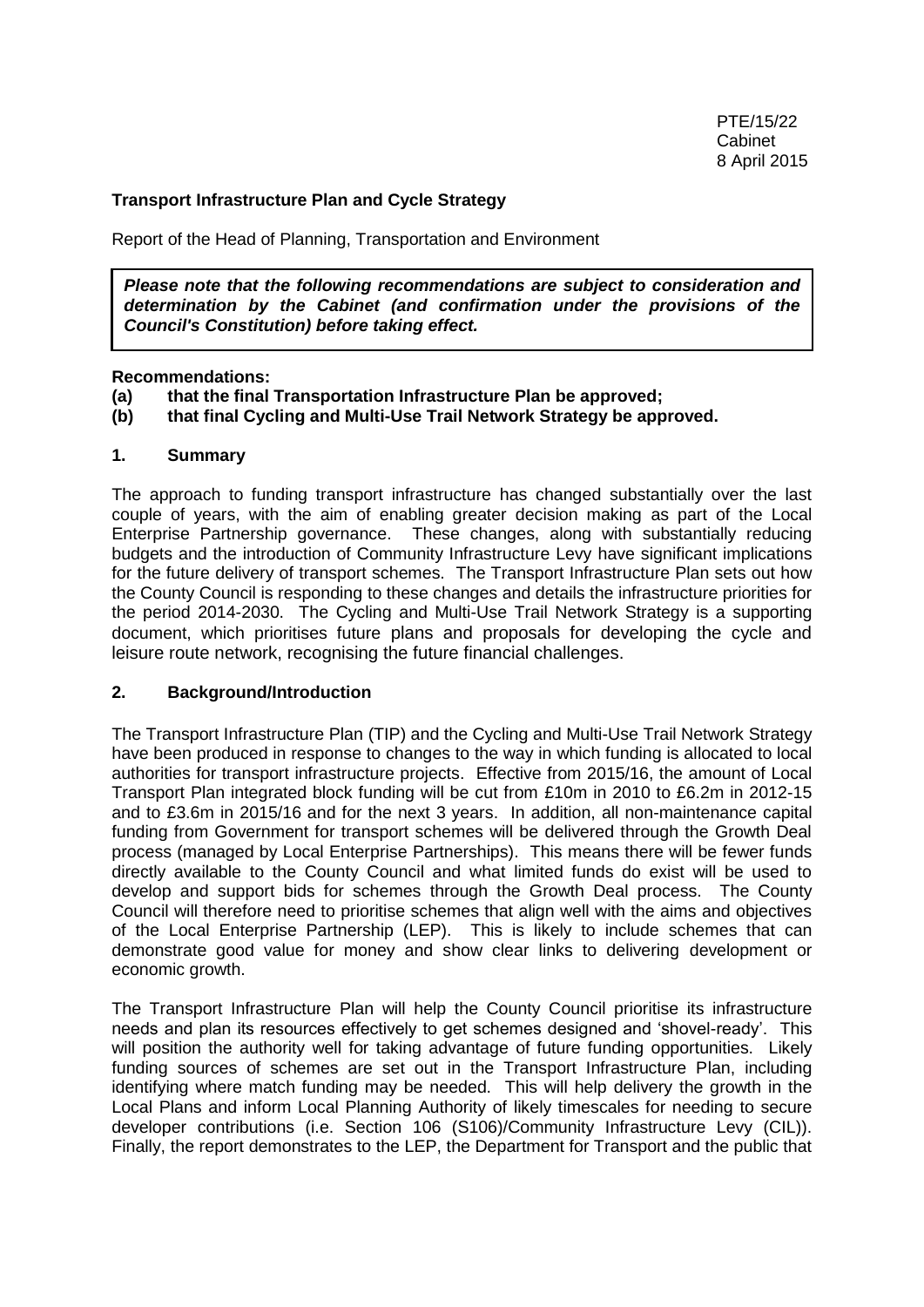PTE/15/22
Cabinet
8 April 2015

**Transport Infrastructure Plan and Cycle Strategy**

Report of the Head of Planning, Transportation and Environment

***Please note that the following recommendations are subject to consideration and determination by the Cabinet (and confirmation under the provisions of the Council's Constitution) before taking effect.***

**Recommendations:**

**(a) that the final Transportation Infrastructure Plan be approved;**

**(b) that final Cycling and Multi-Use Trail Network Strategy be approved.**

## 1. Summary

The approach to funding transport infrastructure has changed substantially over the last couple of years, with the aim of enabling greater decision making as part of the Local Enterprise Partnership governance. These changes, along with substantially reducing budgets and the introduction of Community Infrastructure Levy have significant implications for the future delivery of transport schemes. The Transport Infrastructure Plan sets out how the County Council is responding to these changes and details the infrastructure priorities for the period 2014-2030. The Cycling and Multi-Use Trail Network Strategy is a supporting document, which prioritises future plans and proposals for developing the cycle and leisure route network, recognising the future financial challenges.

## 2. Background/Introduction

The Transport Infrastructure Plan (TIP) and the Cycling and Multi-Use Trail Network Strategy have been produced in response to changes to the way in which funding is allocated to local authorities for transport infrastructure projects. Effective from 2015/16, the amount of Local Transport Plan integrated block funding will be cut from £10m in 2010 to £6.2m in 2012-15 and to £3.6m in 2015/16 and for the next 3 years. In addition, all non-maintenance capital funding from Government for transport schemes will be delivered through the Growth Deal process (managed by Local Enterprise Partnerships). This means there will be fewer funds directly available to the County Council and what limited funds do exist will be used to develop and support bids for schemes through the Growth Deal process. The County Council will therefore need to prioritise schemes that align well with the aims and objectives of the Local Enterprise Partnership (LEP). This is likely to include schemes that can demonstrate good value for money and show clear links to delivering development or economic growth.

The Transport Infrastructure Plan will help the County Council prioritise its infrastructure needs and plan its resources effectively to get schemes designed and 'shovel-ready'. This will position the authority well for taking advantage of future funding opportunities. Likely funding sources of schemes are set out in the Transport Infrastructure Plan, including identifying where match funding may be needed. This will help delivery the growth in the Local Plans and inform Local Planning Authority of likely timescales for needing to secure developer contributions (i.e. Section 106 (S106)/Community Infrastructure Levy (CIL)). Finally, the report demonstrates to the LEP, the Department for Transport and the public that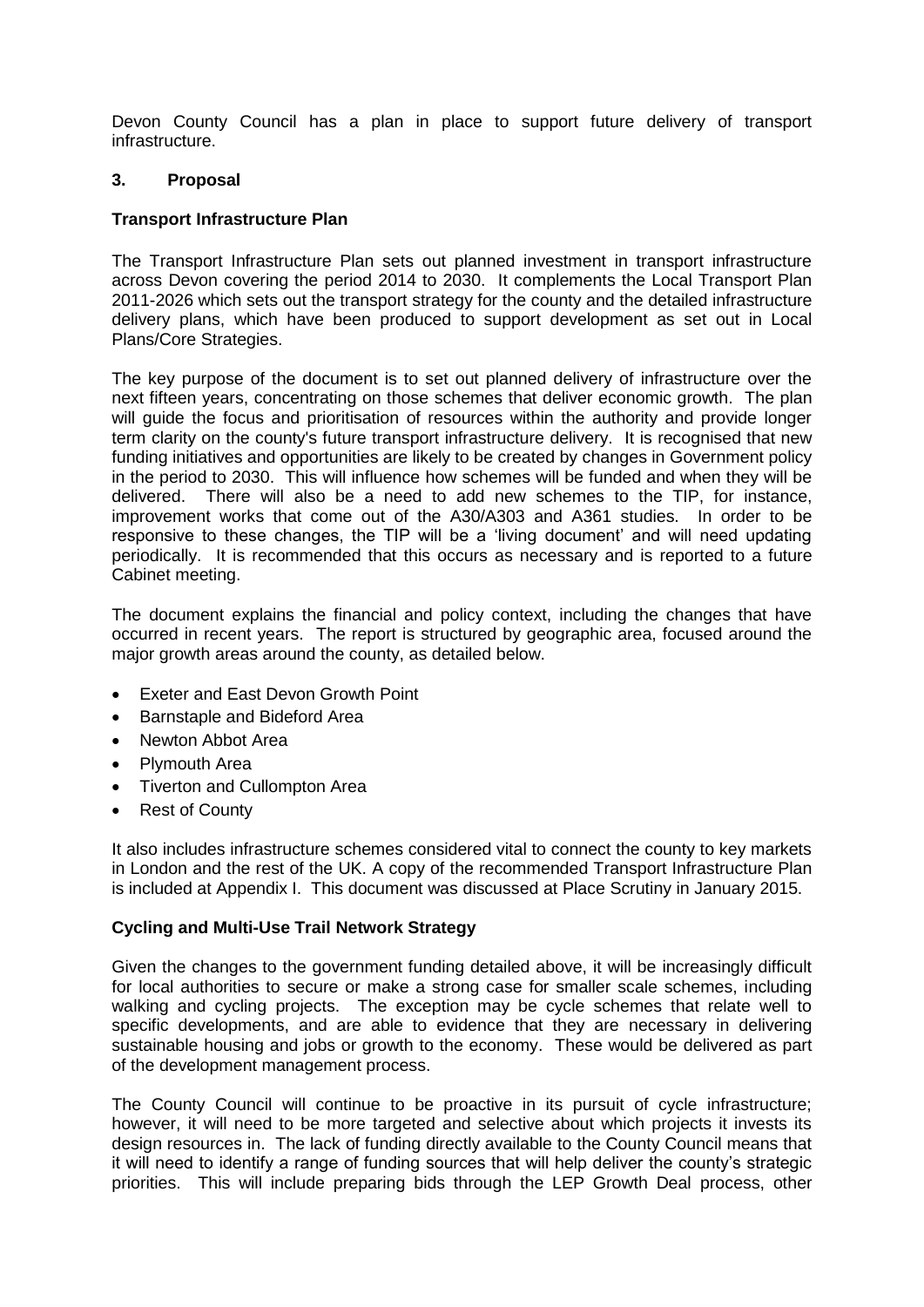Devon County Council has a plan in place to support future delivery of transport infrastructure.

## 3. Proposal

### Transport Infrastructure Plan

The Transport Infrastructure Plan sets out planned investment in transport infrastructure across Devon covering the period 2014 to 2030. It complements the Local Transport Plan 2011-2026 which sets out the transport strategy for the county and the detailed infrastructure delivery plans, which have been produced to support development as set out in Local Plans/Core Strategies.

The key purpose of the document is to set out planned delivery of infrastructure over the next fifteen years, concentrating on those schemes that deliver economic growth. The plan will guide the focus and prioritisation of resources within the authority and provide longer term clarity on the county's future transport infrastructure delivery. It is recognised that new funding initiatives and opportunities are likely to be created by changes in Government policy in the period to 2030. This will influence how schemes will be funded and when they will be delivered. There will also be a need to add new schemes to the TIP, for instance, improvement works that come out of the A30/A303 and A361 studies. In order to be responsive to these changes, the TIP will be a 'living document' and will need updating periodically. It is recommended that this occurs as necessary and is reported to a future Cabinet meeting.

The document explains the financial and policy context, including the changes that have occurred in recent years. The report is structured by geographic area, focused around the major growth areas around the county, as detailed below.

- Exeter and East Devon Growth Point
- Barnstaple and Bideford Area
- Newton Abbot Area
- Plymouth Area
- Tiverton and Cullompton Area
- Rest of County

It also includes infrastructure schemes considered vital to connect the county to key markets in London and the rest of the UK. A copy of the recommended Transport Infrastructure Plan is included at Appendix I. This document was discussed at Place Scrutiny in January 2015.

### Cycling and Multi-Use Trail Network Strategy

Given the changes to the government funding detailed above, it will be increasingly difficult for local authorities to secure or make a strong case for smaller scale schemes, including walking and cycling projects. The exception may be cycle schemes that relate well to specific developments, and are able to evidence that they are necessary in delivering sustainable housing and jobs or growth to the economy. These would be delivered as part of the development management process.

The County Council will continue to be proactive in its pursuit of cycle infrastructure; however, it will need to be more targeted and selective about which projects it invests its design resources in. The lack of funding directly available to the County Council means that it will need to identify a range of funding sources that will help deliver the county's strategic priorities. This will include preparing bids through the LEP Growth Deal process, other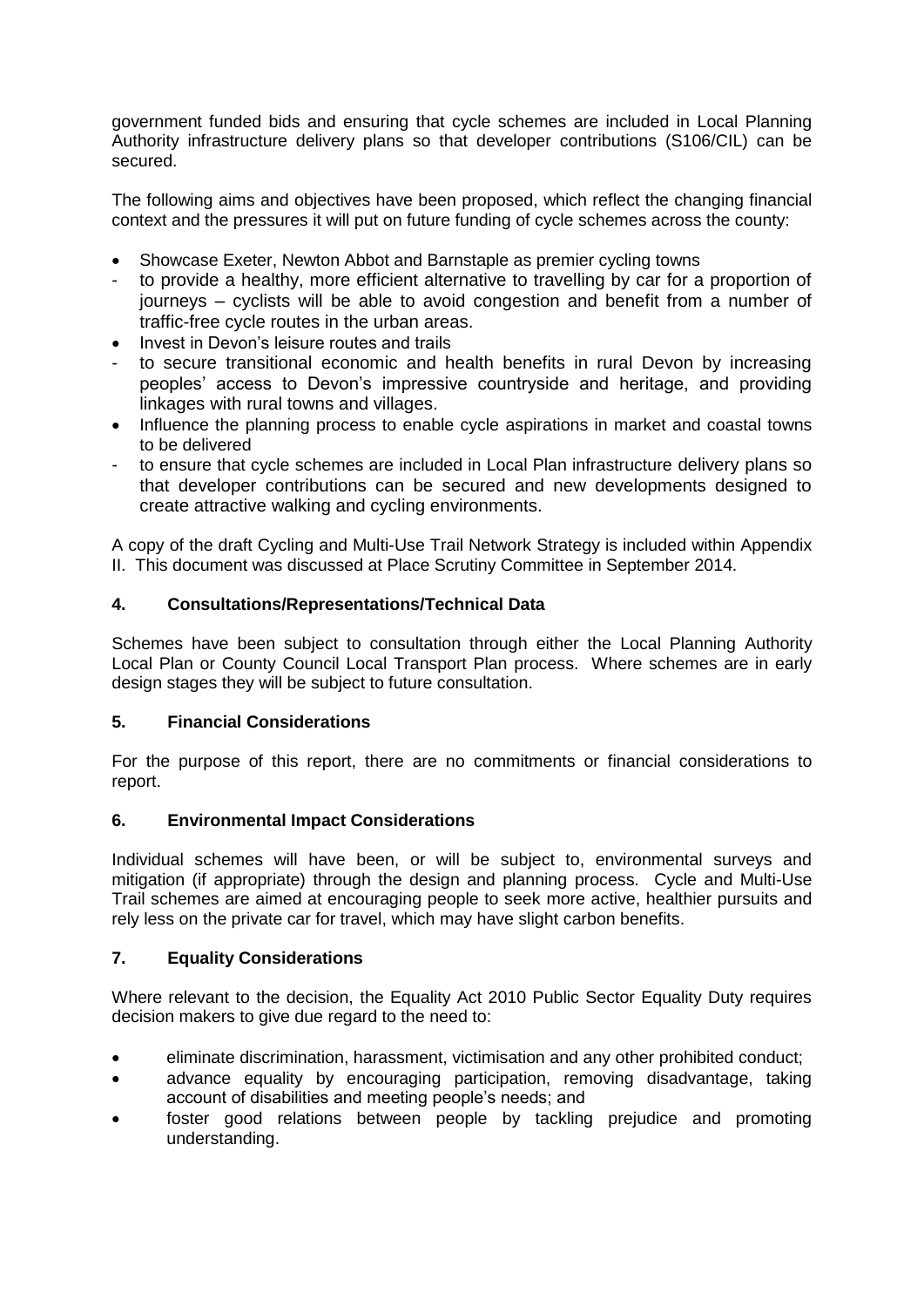government funded bids and ensuring that cycle schemes are included in Local Planning Authority infrastructure delivery plans so that developer contributions (S106/CIL) can be secured.

The following aims and objectives have been proposed, which reflect the changing financial context and the pressures it will put on future funding of cycle schemes across the county:

- Showcase Exeter, Newton Abbot and Barnstaple as premier cycling towns
  - to provide a healthy, more efficient alternative to travelling by car for a proportion of journeys – cyclists will be able to avoid congestion and benefit from a number of traffic-free cycle routes in the urban areas.
- Invest in Devon's leisure routes and trails
  - to secure transitional economic and health benefits in rural Devon by increasing peoples' access to Devon's impressive countryside and heritage, and providing linkages with rural towns and villages.
- Influence the planning process to enable cycle aspirations in market and coastal towns to be delivered
  - to ensure that cycle schemes are included in Local Plan infrastructure delivery plans so that developer contributions can be secured and new developments designed to create attractive walking and cycling environments.

A copy of the draft Cycling and Multi-Use Trail Network Strategy is included within Appendix II. This document was discussed at Place Scrutiny Committee in September 2014.

## 4. Consultations/Representations/Technical Data

Schemes have been subject to consultation through either the Local Planning Authority Local Plan or County Council Local Transport Plan process. Where schemes are in early design stages they will be subject to future consultation.

## 5. Financial Considerations

For the purpose of this report, there are no commitments or financial considerations to report.

## 6. Environmental Impact Considerations

Individual schemes will have been, or will be subject to, environmental surveys and mitigation (if appropriate) through the design and planning process. Cycle and Multi-Use Trail schemes are aimed at encouraging people to seek more active, healthier pursuits and rely less on the private car for travel, which may have slight carbon benefits.

## 7. Equality Considerations

Where relevant to the decision, the Equality Act 2010 Public Sector Equality Duty requires decision makers to give due regard to the need to:

- eliminate discrimination, harassment, victimisation and any other prohibited conduct;
- advance equality by encouraging participation, removing disadvantage, taking account of disabilities and meeting people's needs; and
- foster good relations between people by tackling prejudice and promoting understanding.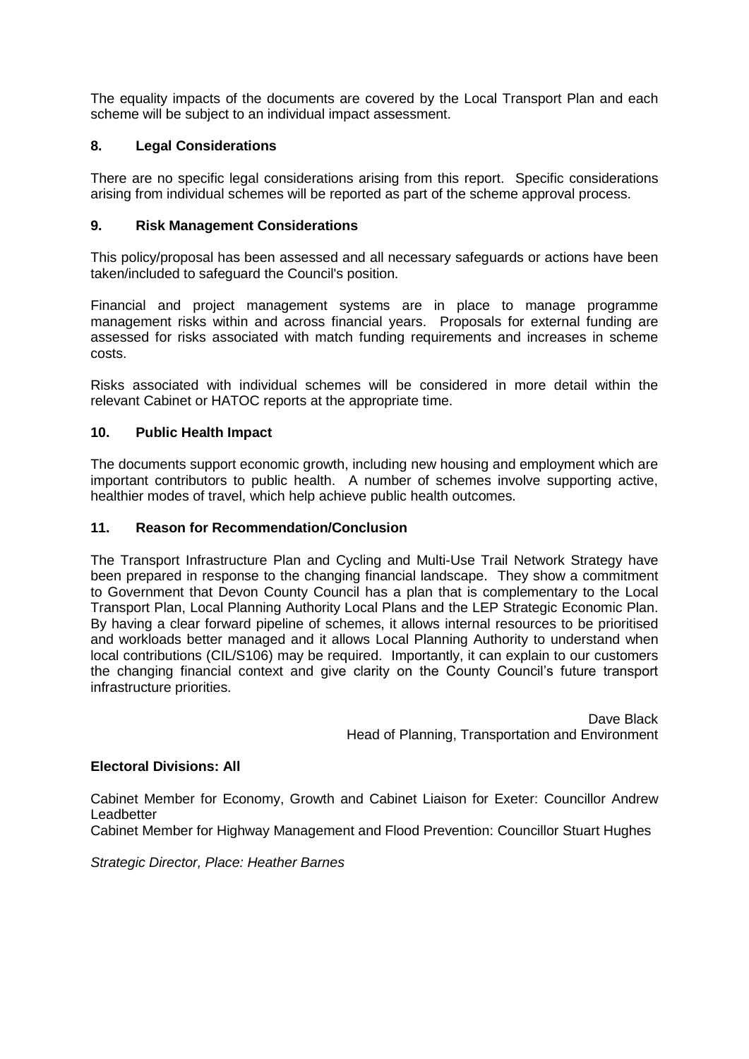The equality impacts of the documents are covered by the Local Transport Plan and each scheme will be subject to an individual impact assessment.

## 8. Legal Considerations

There are no specific legal considerations arising from this report. Specific considerations arising from individual schemes will be reported as part of the scheme approval process.

## 9. Risk Management Considerations

This policy/proposal has been assessed and all necessary safeguards or actions have been taken/included to safeguard the Council's position.

Financial and project management systems are in place to manage programme management risks within and across financial years. Proposals for external funding are assessed for risks associated with match funding requirements and increases in scheme costs.

Risks associated with individual schemes will be considered in more detail within the relevant Cabinet or HATOC reports at the appropriate time.

## 10. Public Health Impact

The documents support economic growth, including new housing and employment which are important contributors to public health. A number of schemes involve supporting active, healthier modes of travel, which help achieve public health outcomes.

## 11. Reason for Recommendation/Conclusion

The Transport Infrastructure Plan and Cycling and Multi-Use Trail Network Strategy have been prepared in response to the changing financial landscape. They show a commitment to Government that Devon County Council has a plan that is complementary to the Local Transport Plan, Local Planning Authority Local Plans and the LEP Strategic Economic Plan. By having a clear forward pipeline of schemes, it allows internal resources to be prioritised and workloads better managed and it allows Local Planning Authority to understand when local contributions (CIL/S106) may be required. Importantly, it can explain to our customers the changing financial context and give clarity on the County Council's future transport infrastructure priorities.

Dave Black
Head of Planning, Transportation and Environment

**Electoral Divisions: All**

Cabinet Member for Economy, Growth and Cabinet Liaison for Exeter: Councillor Andrew Leadbetter
Cabinet Member for Highway Management and Flood Prevention: Councillor Stuart Hughes

*Strategic Director, Place: Heather Barnes*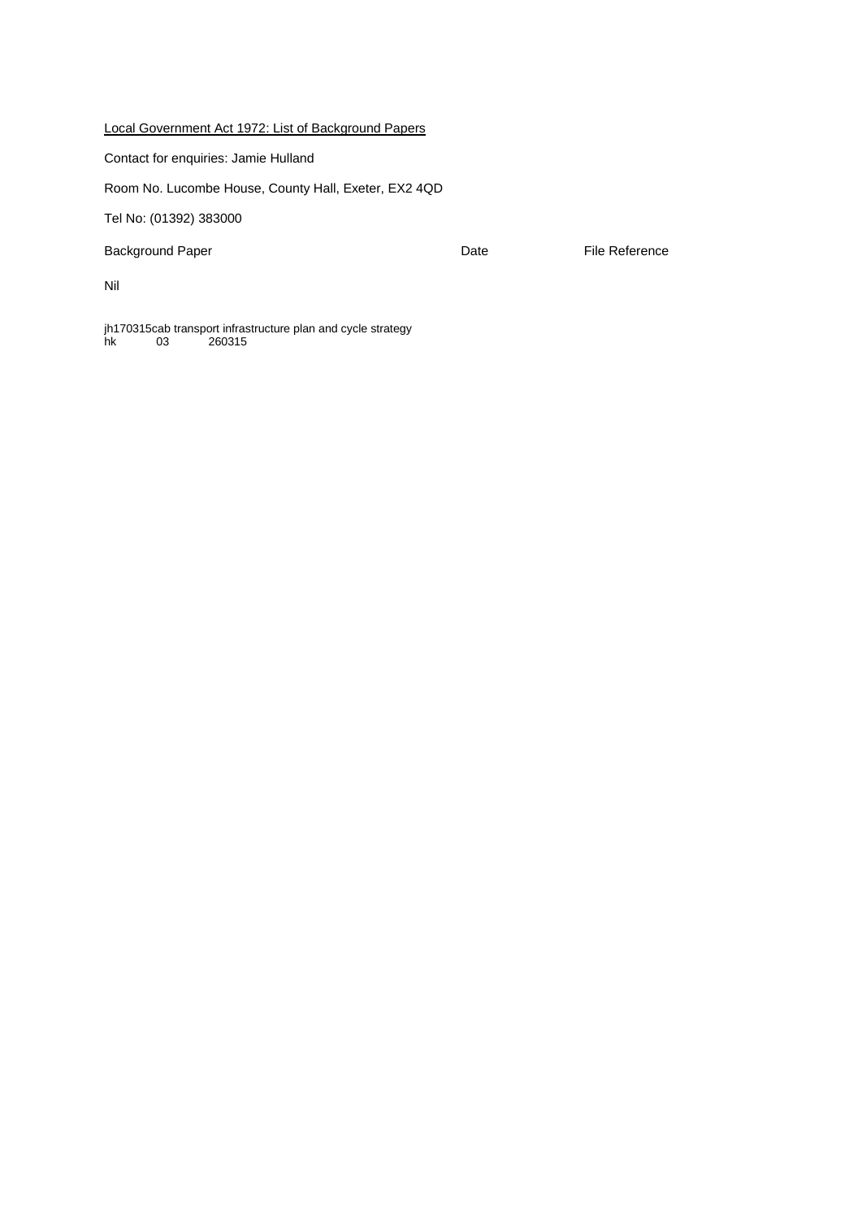Local Government Act 1972: List of Background Papers

Contact for enquiries: Jamie Hulland

Room No. Lucombe House, County Hall, Exeter, EX2 4QD

Tel No: (01392) 383000

| Background Paper | Date | File Reference |
|---|---|---|
| Nil | | |

jh170315cab transport infrastructure plan and cycle strategy
hk 03 260315